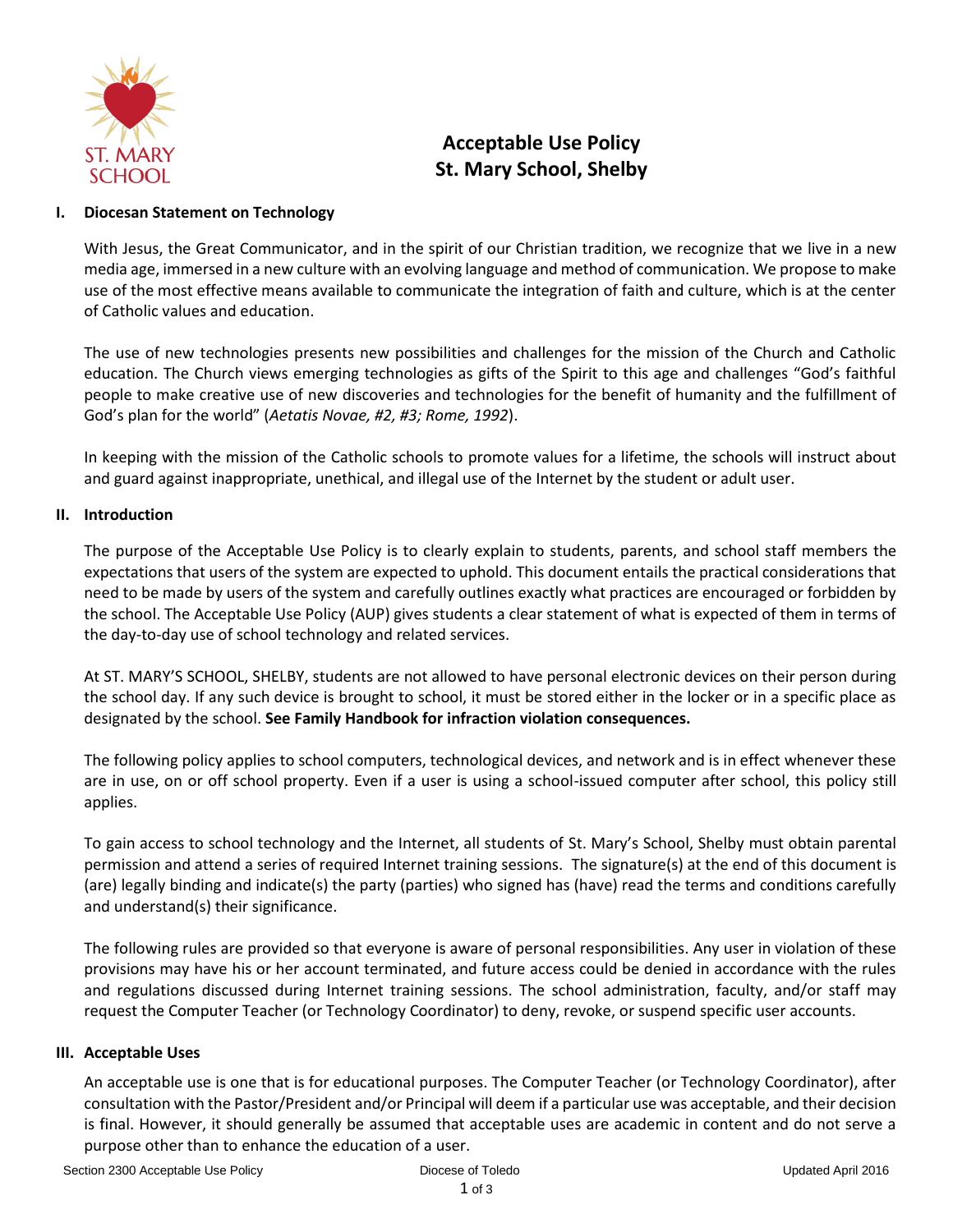# Acceptable Use Policy
# St. Mary School, Shelby

## I. Diocesan Statement on Technology

With Jesus, the Great Communicator, and in the spirit of our Christian tradition, we recognize that we live in a new media age, immersed in a new culture with an evolving language and method of communication. We propose to make use of the most effective means available to communicate the integration of faith and culture, which is at the center of Catholic values and education.

The use of new technologies presents new possibilities and challenges for the mission of the Church and Catholic education. The Church views emerging technologies as gifts of the Spirit to this age and challenges "God's faithful people to make creative use of new discoveries and technologies for the benefit of humanity and the fulfillment of God's plan for the world" (*Aetatis Novae, #2, #3; Rome, 1992*).

In keeping with the mission of the Catholic schools to promote values for a lifetime, the schools will instruct about and guard against inappropriate, unethical, and illegal use of the Internet by the student or adult user.

## II. Introduction

The purpose of the Acceptable Use Policy is to clearly explain to students, parents, and school staff members the expectations that users of the system are expected to uphold. This document entails the practical considerations that need to be made by users of the system and carefully outlines exactly what practices are encouraged or forbidden by the school. The Acceptable Use Policy (AUP) gives students a clear statement of what is expected of them in terms of the day-to-day use of school technology and related services.

At ST. MARY'S SCHOOL, SHELBY, students are not allowed to have personal electronic devices on their person during the school day. If any such device is brought to school, it must be stored either in the locker or in a specific place as designated by the school. **See Family Handbook for infraction violation consequences.**

The following policy applies to school computers, technological devices, and network and is in effect whenever these are in use, on or off school property. Even if a user is using a school-issued computer after school, this policy still applies.

To gain access to school technology and the Internet, all students of St. Mary's School, Shelby must obtain parental permission and attend a series of required Internet training sessions. The signature(s) at the end of this document is (are) legally binding and indicate(s) the party (parties) who signed has (have) read the terms and conditions carefully and understand(s) their significance.

The following rules are provided so that everyone is aware of personal responsibilities. Any user in violation of these provisions may have his or her account terminated, and future access could be denied in accordance with the rules and regulations discussed during Internet training sessions. The school administration, faculty, and/or staff may request the Computer Teacher (or Technology Coordinator) to deny, revoke, or suspend specific user accounts.

## III. Acceptable Uses

An acceptable use is one that is for educational purposes. The Computer Teacher (or Technology Coordinator), after consultation with the Pastor/President and/or Principal will deem if a particular use was acceptable, and their decision is final. However, it should generally be assumed that acceptable uses are academic in content and do not serve a purpose other than to enhance the education of a user.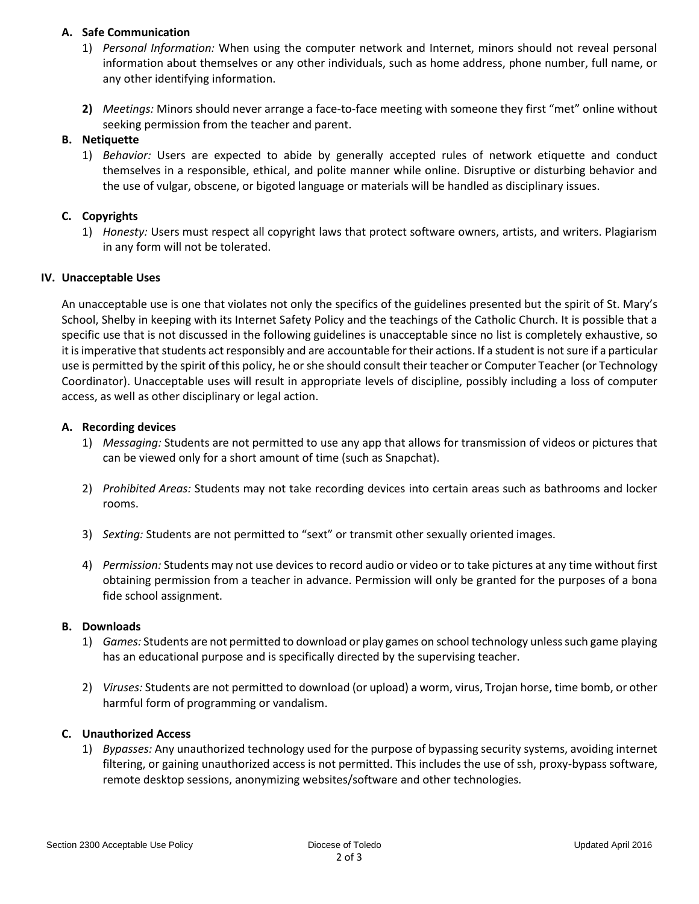**A. Safe Communication**

1) *Personal Information:* When using the computer network and Internet, minors should not reveal personal information about themselves or any other individuals, such as home address, phone number, full name, or any other identifying information.

2) *Meetings:* Minors should never arrange a face-to-face meeting with someone they first "met" online without seeking permission from the teacher and parent.

**B. Netiquette**

1) *Behavior:* Users are expected to abide by generally accepted rules of network etiquette and conduct themselves in a responsible, ethical, and polite manner while online. Disruptive or disturbing behavior and the use of vulgar, obscene, or bigoted language or materials will be handled as disciplinary issues.

**C. Copyrights**

1) *Honesty:* Users must respect all copyright laws that protect software owners, artists, and writers. Plagiarism in any form will not be tolerated.

## IV. Unacceptable Uses

An unacceptable use is one that violates not only the specifics of the guidelines presented but the spirit of St. Mary's School, Shelby in keeping with its Internet Safety Policy and the teachings of the Catholic Church. It is possible that a specific use that is not discussed in the following guidelines is unacceptable since no list is completely exhaustive, so it is imperative that students act responsibly and are accountable for their actions. If a student is not sure if a particular use is permitted by the spirit of this policy, he or she should consult their teacher or Computer Teacher (or Technology Coordinator). Unacceptable uses will result in appropriate levels of discipline, possibly including a loss of computer access, as well as other disciplinary or legal action.

**A. Recording devices**

1) *Messaging:* Students are not permitted to use any app that allows for transmission of videos or pictures that can be viewed only for a short amount of time (such as Snapchat).

2) *Prohibited Areas:* Students may not take recording devices into certain areas such as bathrooms and locker rooms.

3) *Sexting:* Students are not permitted to "sext" or transmit other sexually oriented images.

4) *Permission:* Students may not use devices to record audio or video or to take pictures at any time without first obtaining permission from a teacher in advance. Permission will only be granted for the purposes of a bona fide school assignment.

**B. Downloads**

1) *Games:* Students are not permitted to download or play games on school technology unless such game playing has an educational purpose and is specifically directed by the supervising teacher.

2) *Viruses:* Students are not permitted to download (or upload) a worm, virus, Trojan horse, time bomb, or other harmful form of programming or vandalism.

**C. Unauthorized Access**

1) *Bypasses:* Any unauthorized technology used for the purpose of bypassing security systems, avoiding internet filtering, or gaining unauthorized access is not permitted. This includes the use of ssh, proxy-bypass software, remote desktop sessions, anonymizing websites/software and other technologies.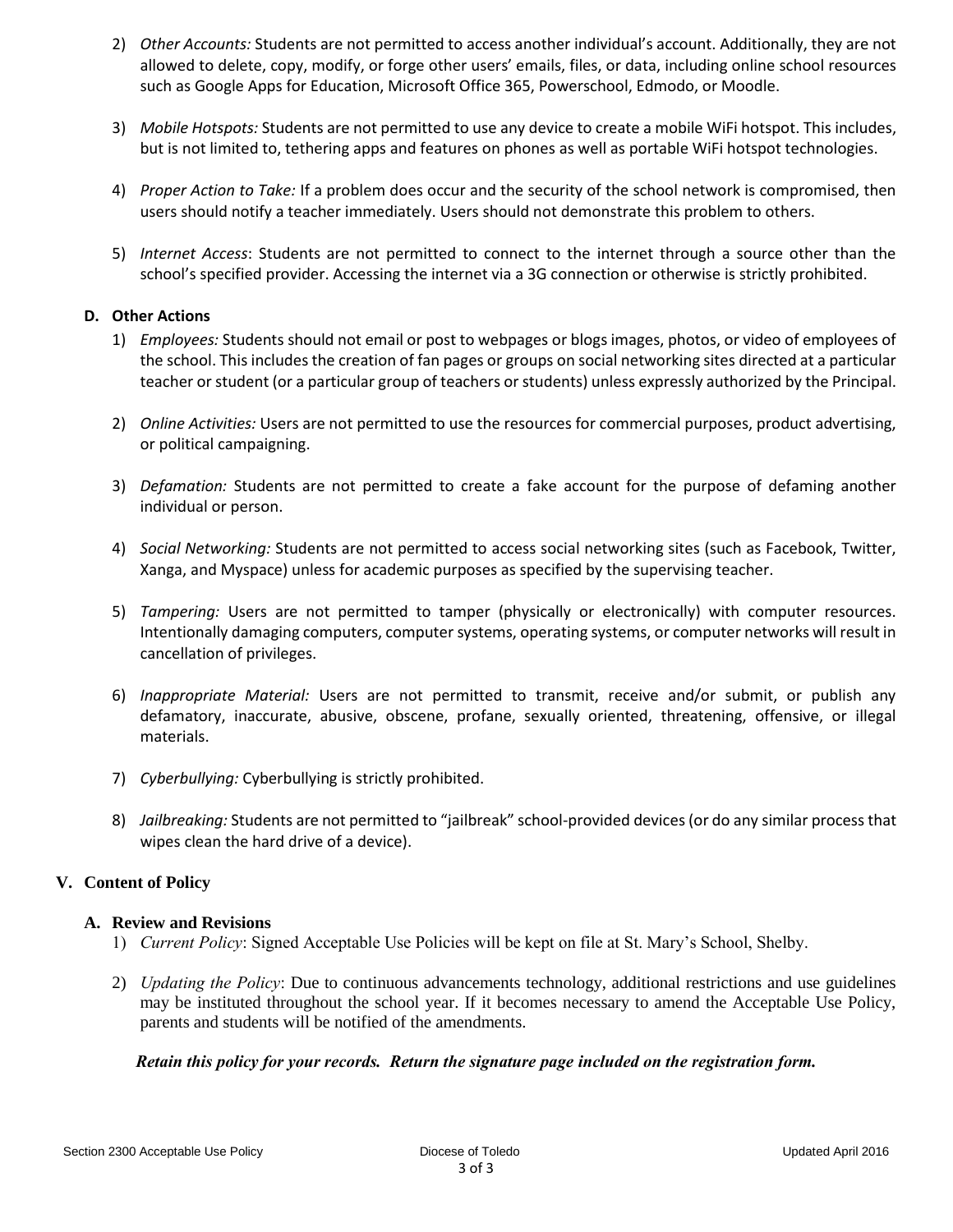2) *Other Accounts:* Students are not permitted to access another individual's account. Additionally, they are not allowed to delete, copy, modify, or forge other users' emails, files, or data, including online school resources such as Google Apps for Education, Microsoft Office 365, Powerschool, Edmodo, or Moodle.

3) *Mobile Hotspots:* Students are not permitted to use any device to create a mobile WiFi hotspot. This includes, but is not limited to, tethering apps and features on phones as well as portable WiFi hotspot technologies.

4) *Proper Action to Take:* If a problem does occur and the security of the school network is compromised, then users should notify a teacher immediately. Users should not demonstrate this problem to others.

5) *Internet Access*: Students are not permitted to connect to the internet through a source other than the school's specified provider. Accessing the internet via a 3G connection or otherwise is strictly prohibited.

### D. Other Actions

1) *Employees:* Students should not email or post to webpages or blogs images, photos, or video of employees of the school. This includes the creation of fan pages or groups on social networking sites directed at a particular teacher or student (or a particular group of teachers or students) unless expressly authorized by the Principal.

2) *Online Activities:* Users are not permitted to use the resources for commercial purposes, product advertising, or political campaigning.

3) *Defamation:* Students are not permitted to create a fake account for the purpose of defaming another individual or person.

4) *Social Networking:* Students are not permitted to access social networking sites (such as Facebook, Twitter, Xanga, and Myspace) unless for academic purposes as specified by the supervising teacher.

5) *Tampering:* Users are not permitted to tamper (physically or electronically) with computer resources. Intentionally damaging computers, computer systems, operating systems, or computer networks will result in cancellation of privileges.

6) *Inappropriate Material:* Users are not permitted to transmit, receive and/or submit, or publish any defamatory, inaccurate, abusive, obscene, profane, sexually oriented, threatening, offensive, or illegal materials.

7) *Cyberbullying:* Cyberbullying is strictly prohibited.

8) *Jailbreaking:* Students are not permitted to "jailbreak" school-provided devices (or do any similar process that wipes clean the hard drive of a device).

## V. Content of Policy

### A. Review and Revisions

1) *Current Policy*: Signed Acceptable Use Policies will be kept on file at St. Mary's School, Shelby.

2) *Updating the Policy*: Due to continuous advancements technology, additional restrictions and use guidelines may be instituted throughout the school year. If it becomes necessary to amend the Acceptable Use Policy, parents and students will be notified of the amendments.

***Retain this policy for your records. Return the signature page included on the registration form.***